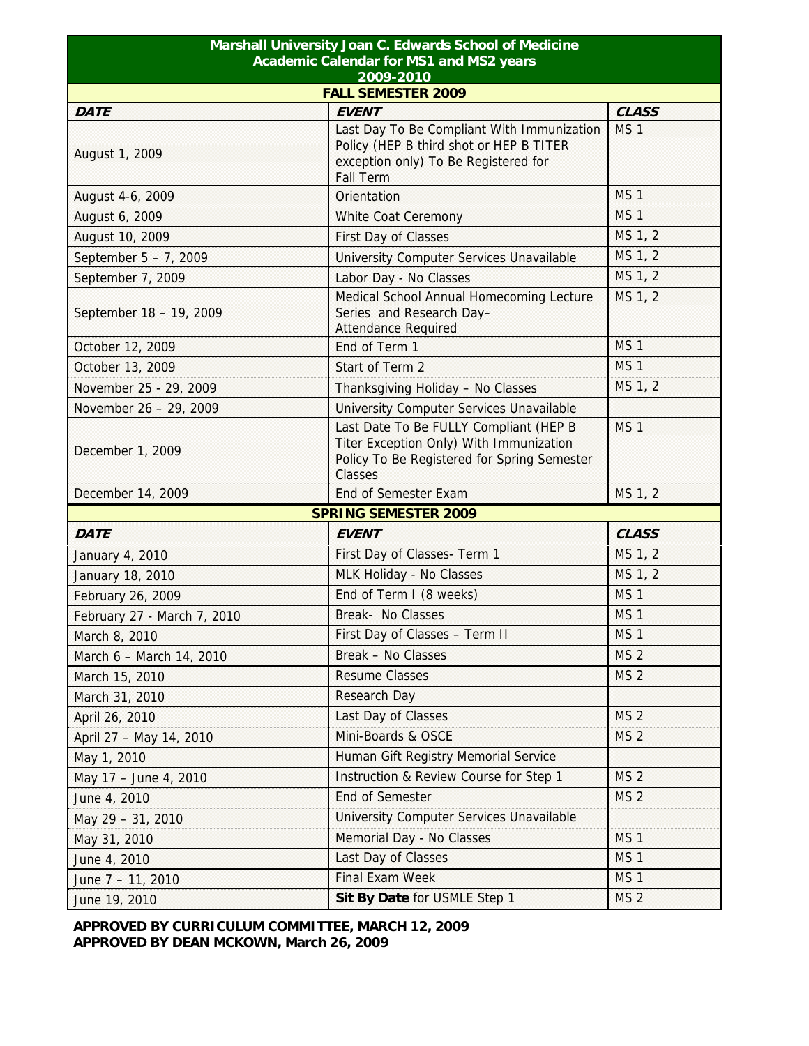# Marshall University Joan C. Edwards School of Medicine
## Academic Calendar for MS1 and MS2 years
## 2009-2010

| DATE | EVENT | CLASS |
|---|---|---|
| **FALL SEMESTER 2009** | | |
| August 1, 2009 | Last Day To Be Compliant With Immunization Policy (HEP B third shot or HEP B TITER exception only) To Be Registered for Fall Term | MS 1 |
| August 4-6, 2009 | Orientation | MS 1 |
| August 6, 2009 | White Coat Ceremony | MS 1 |
| August 10, 2009 | First Day of Classes | MS 1, 2 |
| September 5 – 7, 2009 | University Computer Services Unavailable | MS 1, 2 |
| September 7, 2009 | Labor Day - No Classes | MS 1, 2 |
| September 18 – 19, 2009 | Medical School Annual Homecoming Lecture Series and Research Day– Attendance Required | MS 1, 2 |
| October 12, 2009 | End of Term 1 | MS 1 |
| October 13, 2009 | Start of Term 2 | MS 1 |
| November 25 - 29, 2009 | Thanksgiving Holiday – No Classes | MS 1, 2 |
| November 26 – 29, 2009 | University Computer Services Unavailable | |
| December 1, 2009 | Last Date To Be FULLY Compliant (HEP B Titer Exception Only) With Immunization Policy To Be Registered for Spring Semester Classes | MS 1 |
| December 14, 2009 | End of Semester Exam | MS 1, 2 |
| **SPRING SEMESTER 2009** | | |
| **DATE** | **EVENT** | **CLASS** |
| January 4, 2010 | First Day of Classes- Term 1 | MS 1, 2 |
| January 18, 2010 | MLK Holiday - No Classes | MS 1, 2 |
| February 26, 2009 | End of Term I (8 weeks) | MS 1 |
| February 27 - March 7, 2010 | Break- No Classes | MS 1 |
| March 8, 2010 | First Day of Classes – Term II | MS 1 |
| March 6 – March 14, 2010 | Break – No Classes | MS 2 |
| March 15, 2010 | Resume Classes | MS 2 |
| March 31, 2010 | Research Day | |
| April 26, 2010 | Last Day of Classes | MS 2 |
| April 27 – May 14, 2010 | Mini-Boards & OSCE | MS 2 |
| May 1, 2010 | Human Gift Registry Memorial Service | |
| May 17 – June 4, 2010 | Instruction & Review Course for Step 1 | MS 2 |
| June 4, 2010 | End of Semester | MS 2 |
| May 29 – 31, 2010 | University Computer Services Unavailable | |
| May 31, 2010 | Memorial Day - No Classes | MS 1 |
| June 4, 2010 | Last Day of Classes | MS 1 |
| June 7 – 11, 2010 | Final Exam Week | MS 1 |
| June 19, 2010 | **Sit By Date** for USMLE Step 1 | MS 2 |

**APPROVED BY CURRICULUM COMMITTEE, MARCH 12, 2009**
**APPROVED BY DEAN MCKOWN, March 26, 2009**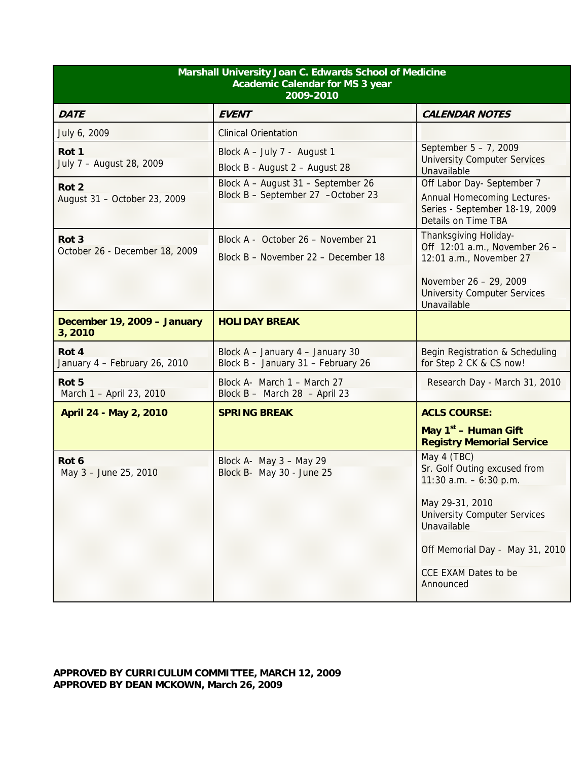| **Marshall University Joan C. Edwards School of Medicine Academic Calendar for MS 3 year 2009-2010** | | |
|---|---|---|
| ***DATE*** | ***EVENT*** | ***CALENDAR NOTES*** |
| July 6, 2009 | Clinical Orientation | |
| **Rot 1** July 7 – August 28, 2009 | Block A – July 7 - August 1<br>Block B - August 2 – August 28 | September 5 – 7, 2009 University Computer Services Unavailable |
| **Rot 2** August 31 – October 23, 2009 | Block A – August 31 – September 26<br>Block B – September 27 –October 23 | Off Labor Day- September 7<br>Annual Homecoming Lectures-Series - September 18-19, 2009 Details on Time TBA |
| **Rot 3** October 26 - December 18, 2009 | Block A - October 26 – November 21<br>Block B – November 22 – December 18 | Thanksgiving Holiday- Off 12:01 a.m., November 26 – 12:01 a.m., November 27<br>November 26 – 29, 2009 University Computer Services Unavailable |
| **December 19, 2009 – January 3, 2010** | **HOLIDAY BREAK** | |
| **Rot 4** January 4 – February 26, 2010 | Block A – January 4 – January 30<br>Block B - January 31 – February 26 | Begin Registration & Scheduling for Step 2 CK & CS now! |
| **Rot 5** March 1 – April 23, 2010 | Block A- March 1 – March 27<br>Block B – March 28 – April 23 | Research Day - March 31, 2010 |
| **April 24 - May 2, 2010** | **SPRING BREAK** | **ACLS COURSE:**<br>**May 1st – Human Gift Registry Memorial Service** |
| **Rot 6** May 3 – June 25, 2010 | Block A- May 3 – May 29<br>Block B- May 30 - June 25 | May 4 (TBC) Sr. Golf Outing excused from 11:30 a.m. – 6:30 p.m.<br>May 29-31, 2010 University Computer Services Unavailable<br>Off Memorial Day - May 31, 2010<br>CCE EXAM Dates to be Announced |

**APPROVED BY CURRICULUM COMMITTEE, MARCH 12, 2009**
**APPROVED BY DEAN MCKOWN, March 26, 2009**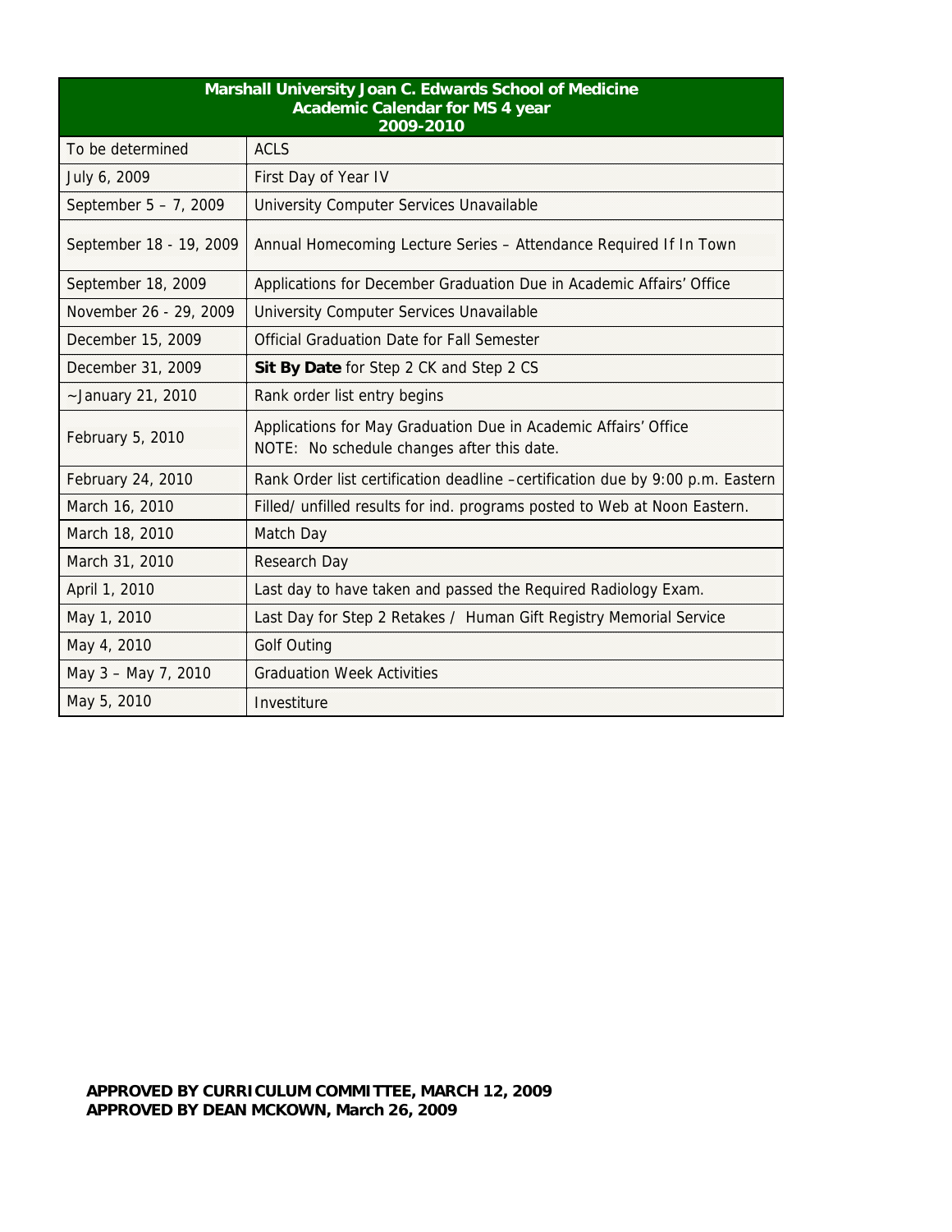| Marshall University Joan C. Edwards School of Medicine<br>Academic Calendar for MS 4 year<br>2009-2010 | |
|---|---|
| To be determined | ACLS |
| July 6, 2009 | First Day of Year IV |
| September 5 – 7, 2009 | University Computer Services Unavailable |
| September 18 - 19, 2009 | Annual Homecoming Lecture Series – Attendance Required If In Town |
| September 18, 2009 | Applications for December Graduation Due in Academic Affairs' Office |
| November 26 - 29, 2009 | University Computer Services Unavailable |
| December 15, 2009 | Official Graduation Date for Fall Semester |
| December 31, 2009 | **Sit By Date** for Step 2 CK and Step 2 CS |
| ~January 21, 2010 | Rank order list entry begins |
| February 5, 2010 | Applications for May Graduation Due in Academic Affairs' Office<br>NOTE: No schedule changes after this date. |
| February 24, 2010 | Rank Order list certification deadline –certification due by 9:00 p.m. Eastern |
| March 16, 2010 | Filled/ unfilled results for ind. programs posted to Web at Noon Eastern. |
| March 18, 2010 | Match Day |
| March 31, 2010 | Research Day |
| April 1, 2010 | Last day to have taken and passed the Required Radiology Exam. |
| May 1, 2010 | Last Day for Step 2 Retakes / Human Gift Registry Memorial Service |
| May 4, 2010 | Golf Outing |
| May 3 – May 7, 2010 | Graduation Week Activities |
| May 5, 2010 | Investiture |

**APPROVED BY CURRICULUM COMMITTEE, MARCH 12, 2009**
**APPROVED BY DEAN MCKOWN, March 26, 2009**